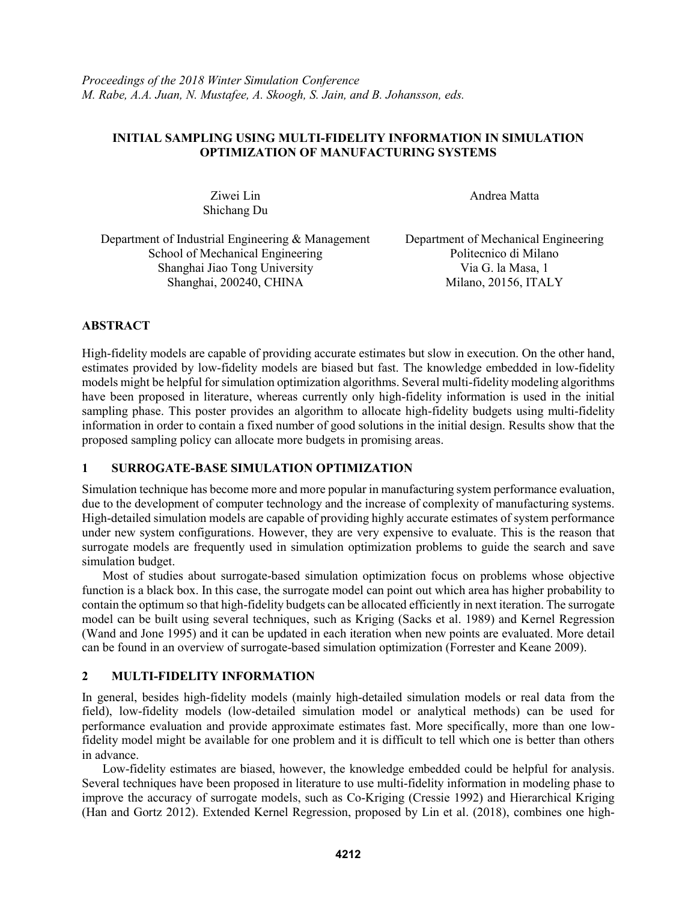*Proceedings of the 2018 Winter Simulation Conference*
*M. Rabe, A.A. Juan, N. Mustafee, A. Skoogh, S. Jain, and B. Johansson, eds.*

# INITIAL SAMPLING USING MULTI-FIDELITY INFORMATION IN SIMULATION OPTIMIZATION OF MANUFACTURING SYSTEMS

Ziwei Lin
Shichang Du

Department of Industrial Engineering & Management
School of Mechanical Engineering
Shanghai Jiao Tong University
Shanghai, 200240, CHINA

Andrea Matta

Department of Mechanical Engineering
Politecnico di Milano
Via G. la Masa, 1
Milano, 20156, ITALY

## ABSTRACT

High-fidelity models are capable of providing accurate estimates but slow in execution. On the other hand, estimates provided by low-fidelity models are biased but fast. The knowledge embedded in low-fidelity models might be helpful for simulation optimization algorithms. Several multi-fidelity modeling algorithms have been proposed in literature, whereas currently only high-fidelity information is used in the initial sampling phase. This poster provides an algorithm to allocate high-fidelity budgets using multi-fidelity information in order to contain a fixed number of good solutions in the initial design. Results show that the proposed sampling policy can allocate more budgets in promising areas.

## 1 SURROGATE-BASE SIMULATION OPTIMIZATION

Simulation technique has become more and more popular in manufacturing system performance evaluation, due to the development of computer technology and the increase of complexity of manufacturing systems. High-detailed simulation models are capable of providing highly accurate estimates of system performance under new system configurations. However, they are very expensive to evaluate. This is the reason that surrogate models are frequently used in simulation optimization problems to guide the search and save simulation budget.

Most of studies about surrogate-based simulation optimization focus on problems whose objective function is a black box. In this case, the surrogate model can point out which area has higher probability to contain the optimum so that high-fidelity budgets can be allocated efficiently in next iteration. The surrogate model can be built using several techniques, such as Kriging (Sacks et al. 1989) and Kernel Regression (Wand and Jone 1995) and it can be updated in each iteration when new points are evaluated. More detail can be found in an overview of surrogate-based simulation optimization (Forrester and Keane 2009).

## 2 MULTI-FIDELITY INFORMATION

In general, besides high-fidelity models (mainly high-detailed simulation models or real data from the field), low-fidelity models (low-detailed simulation model or analytical methods) can be used for performance evaluation and provide approximate estimates fast. More specifically, more than one low-fidelity model might be available for one problem and it is difficult to tell which one is better than others in advance.

Low-fidelity estimates are biased, however, the knowledge embedded could be helpful for analysis. Several techniques have been proposed in literature to use multi-fidelity information in modeling phase to improve the accuracy of surrogate models, such as Co-Kriging (Cressie 1992) and Hierarchical Kriging (Han and Gortz 2012). Extended Kernel Regression, proposed by Lin et al. (2018), combines one high-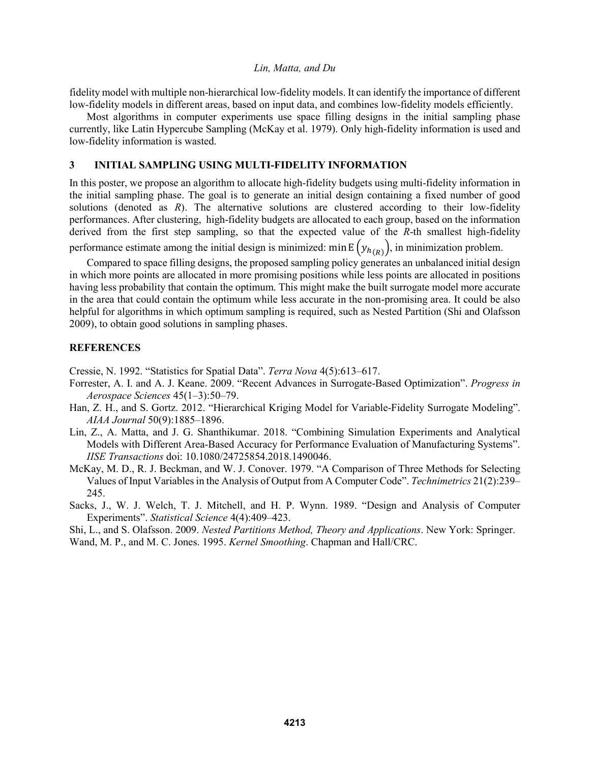fidelity model with multiple non-hierarchical low-fidelity models. It can identify the importance of different low-fidelity models in different areas, based on input data, and combines low-fidelity models efficiently.

Most algorithms in computer experiments use space filling designs in the initial sampling phase currently, like Latin Hypercube Sampling (McKay et al. 1979). Only high-fidelity information is used and low-fidelity information is wasted.

## 3 INITIAL SAMPLING USING MULTI-FIDELITY INFORMATION

In this poster, we propose an algorithm to allocate high-fidelity budgets using multi-fidelity information in the initial sampling phase. The goal is to generate an initial design containing a fixed number of good solutions (denoted as *R*). The alternative solutions are clustered according to their low-fidelity performances. After clustering, high-fidelity budgets are allocated to each group, based on the information derived from the first step sampling, so that the expected value of the *R*-th smallest high-fidelity performance estimate among the initial design is minimized: $\min \mathrm{E}\left(y_{h_{(R)}}\right)$, in minimization problem.

Compared to space filling designs, the proposed sampling policy generates an unbalanced initial design in which more points are allocated in more promising positions while less points are allocated in positions having less probability that contain the optimum. This might make the built surrogate model more accurate in the area that could contain the optimum while less accurate in the non-promising area. It could be also helpful for algorithms in which optimum sampling is required, such as Nested Partition (Shi and Olafsson 2009), to obtain good solutions in sampling phases.

## REFERENCES

Cressie, N. 1992. "Statistics for Spatial Data". *Terra Nova* 4(5):613–617.

Forrester, A. I. and A. J. Keane. 2009. "Recent Advances in Surrogate-Based Optimization". *Progress in Aerospace Sciences* 45(1–3):50–79.

Han, Z. H., and S. Gortz. 2012. "Hierarchical Kriging Model for Variable-Fidelity Surrogate Modeling". *AIAA Journal* 50(9):1885–1896.

Lin, Z., A. Matta, and J. G. Shanthikumar. 2018. "Combining Simulation Experiments and Analytical Models with Different Area-Based Accuracy for Performance Evaluation of Manufacturing Systems". *IISE Transactions* doi: 10.1080/24725854.2018.1490046.

McKay, M. D., R. J. Beckman, and W. J. Conover. 1979. "A Comparison of Three Methods for Selecting Values of Input Variables in the Analysis of Output from A Computer Code". *Technimetrics* 21(2):239–245.

Sacks, J., W. J. Welch, T. J. Mitchell, and H. P. Wynn. 1989. "Design and Analysis of Computer Experiments". *Statistical Science* 4(4):409–423.

Shi, L., and S. Olafsson. 2009. *Nested Partitions Method, Theory and Applications*. New York: Springer.

Wand, M. P., and M. C. Jones. 1995. *Kernel Smoothing*. Chapman and Hall/CRC.